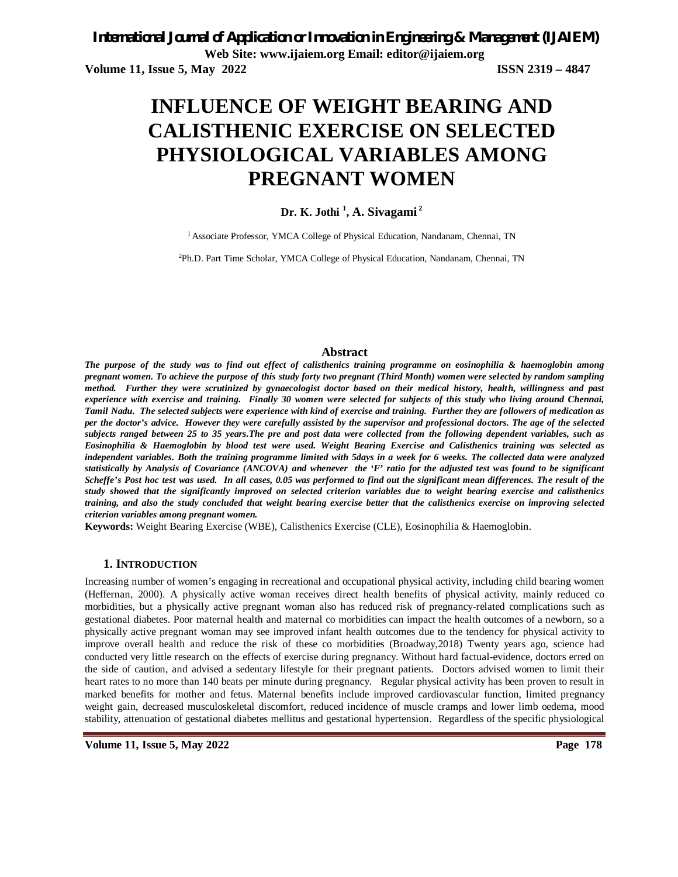# INFLUENCE OF WEIGHT BEARING AND CALISTHENIC EXERCISE ON SELECTED PHYSIOLOGICAL VARIABLES AMONG PREGNANT WOMEN

**Dr. K. Jothi [1], A. Sivagami [2]**

[1] Associate Professor, YMCA College of Physical Education, Nandanam, Chennai, TN

[2] Ph.D. Part Time Scholar, YMCA College of Physical Education, Nandanam, Chennai, TN

## Abstract

***The purpose of the study was to find out effect of calisthenics training programme on eosinophilia & haemoglobin among pregnant women. To achieve the purpose of this study forty two pregnant (Third Month) women were selected by random sampling method. Further they were scrutinized by gynaecologist doctor based on their medical history, health, willingness and past experience with exercise and training. Finally 30 women were selected for subjects of this study who living around Chennai, Tamil Nadu. The selected subjects were experience with kind of exercise and training. Further they are followers of medication as per the doctor's advice. However they were carefully assisted by the supervisor and professional doctors. The age of the selected subjects ranged between 25 to 35 years.The pre and post data were collected from the following dependent variables, such as Eosinophilia & Haemoglobin by blood test were used. Weight Bearing Exercise and Calisthenics training was selected as independent variables. Both the training programme limited with 5days in a week for 6 weeks. The collected data were analyzed statistically by Analysis of Covariance (ANCOVA) and whenever the 'F' ratio for the adjusted test was found to be significant Scheffe's Post hoc test was used. In all cases, 0.05 was performed to find out the significant mean differences. The result of the study showed that the significantly improved on selected criterion variables due to weight bearing exercise and calisthenics training, and also the study concluded that weight bearing exercise better that the calisthenics exercise on improving selected criterion variables among pregnant women.***

**Keywords:** Weight Bearing Exercise (WBE), Calisthenics Exercise (CLE), Eosinophilia & Haemoglobin.

## 1. INTRODUCTION

Increasing number of women's engaging in recreational and occupational physical activity, including child bearing women (Heffernan, 2000). A physically active woman receives direct health benefits of physical activity, mainly reduced co morbidities, but a physically active pregnant woman also has reduced risk of pregnancy-related complications such as gestational diabetes. Poor maternal health and maternal co morbidities can impact the health outcomes of a newborn, so a physically active pregnant woman may see improved infant health outcomes due to the tendency for physical activity to improve overall health and reduce the risk of these co morbidities (Broadway,2018) Twenty years ago, science had conducted very little research on the effects of exercise during pregnancy. Without hard factual-evidence, doctors erred on the side of caution, and advised a sedentary lifestyle for their pregnant patients. Doctors advised women to limit their heart rates to no more than 140 beats per minute during pregnancy. Regular physical activity has been proven to result in marked benefits for mother and fetus. Maternal benefits include improved cardiovascular function, limited pregnancy weight gain, decreased musculoskeletal discomfort, reduced incidence of muscle cramps and lower limb oedema, mood stability, attenuation of gestational diabetes mellitus and gestational hypertension. Regardless of the specific physiological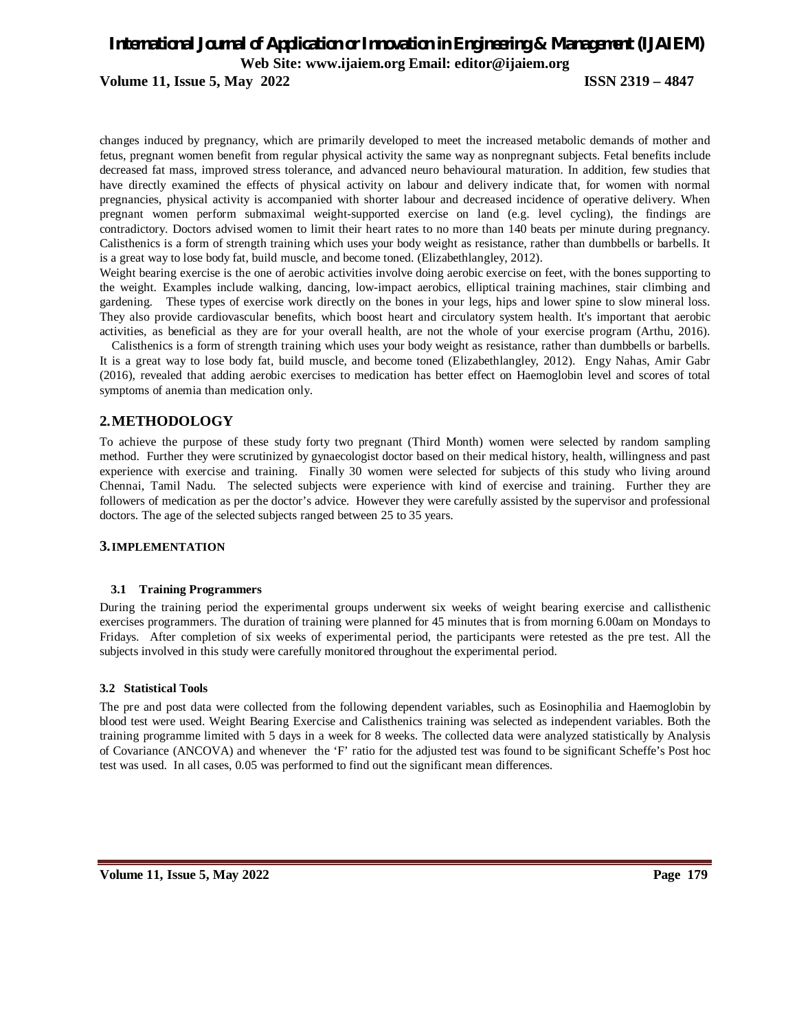changes induced by pregnancy, which are primarily developed to meet the increased metabolic demands of mother and fetus, pregnant women benefit from regular physical activity the same way as nonpregnant subjects. Fetal benefits include decreased fat mass, improved stress tolerance, and advanced neuro behavioural maturation. In addition, few studies that have directly examined the effects of physical activity on labour and delivery indicate that, for women with normal pregnancies, physical activity is accompanied with shorter labour and decreased incidence of operative delivery. When pregnant women perform submaximal weight-supported exercise on land (e.g. level cycling), the findings are contradictory. Doctors advised women to limit their heart rates to no more than 140 beats per minute during pregnancy. Calisthenics is a form of strength training which uses your body weight as resistance, rather than dumbbells or barbells. It is a great way to lose body fat, build muscle, and become toned. (Elizabethlangley, 2012).

Weight bearing exercise is the one of aerobic activities involve doing aerobic exercise on feet, with the bones supporting to the weight. Examples include walking, dancing, low-impact aerobics, elliptical training machines, stair climbing and gardening. These types of exercise work directly on the bones in your legs, hips and lower spine to slow mineral loss. They also provide cardiovascular benefits, which boost heart and circulatory system health. It's important that aerobic activities, as beneficial as they are for your overall health, are not the whole of your exercise program (Arthu, 2016).

Calisthenics is a form of strength training which uses your body weight as resistance, rather than dumbbells or barbells. It is a great way to lose body fat, build muscle, and become toned (Elizabethlangley, 2012). Engy Nahas, Amir Gabr (2016), revealed that adding aerobic exercises to medication has better effect on Haemoglobin level and scores of total symptoms of anemia than medication only.

## 2. METHODOLOGY

To achieve the purpose of these study forty two pregnant (Third Month) women were selected by random sampling method. Further they were scrutinized by gynaecologist doctor based on their medical history, health, willingness and past experience with exercise and training. Finally 30 women were selected for subjects of this study who living around Chennai, Tamil Nadu. The selected subjects were experience with kind of exercise and training. Further they are followers of medication as per the doctor's advice. However they were carefully assisted by the supervisor and professional doctors. The age of the selected subjects ranged between 25 to 35 years.

## 3. IMPLEMENTATION

### 3.1 Training Programmers

During the training period the experimental groups underwent six weeks of weight bearing exercise and callisthenic exercises programmers. The duration of training were planned for 45 minutes that is from morning 6.00am on Mondays to Fridays. After completion of six weeks of experimental period, the participants were retested as the pre test. All the subjects involved in this study were carefully monitored throughout the experimental period.

### 3.2 Statistical Tools

The pre and post data were collected from the following dependent variables, such as Eosinophilia and Haemoglobin by blood test were used. Weight Bearing Exercise and Calisthenics training was selected as independent variables. Both the training programme limited with 5 days in a week for 8 weeks. The collected data were analyzed statistically by Analysis of Covariance (ANCOVA) and whenever the 'F' ratio for the adjusted test was found to be significant Scheffe's Post hoc test was used. In all cases, 0.05 was performed to find out the significant mean differences.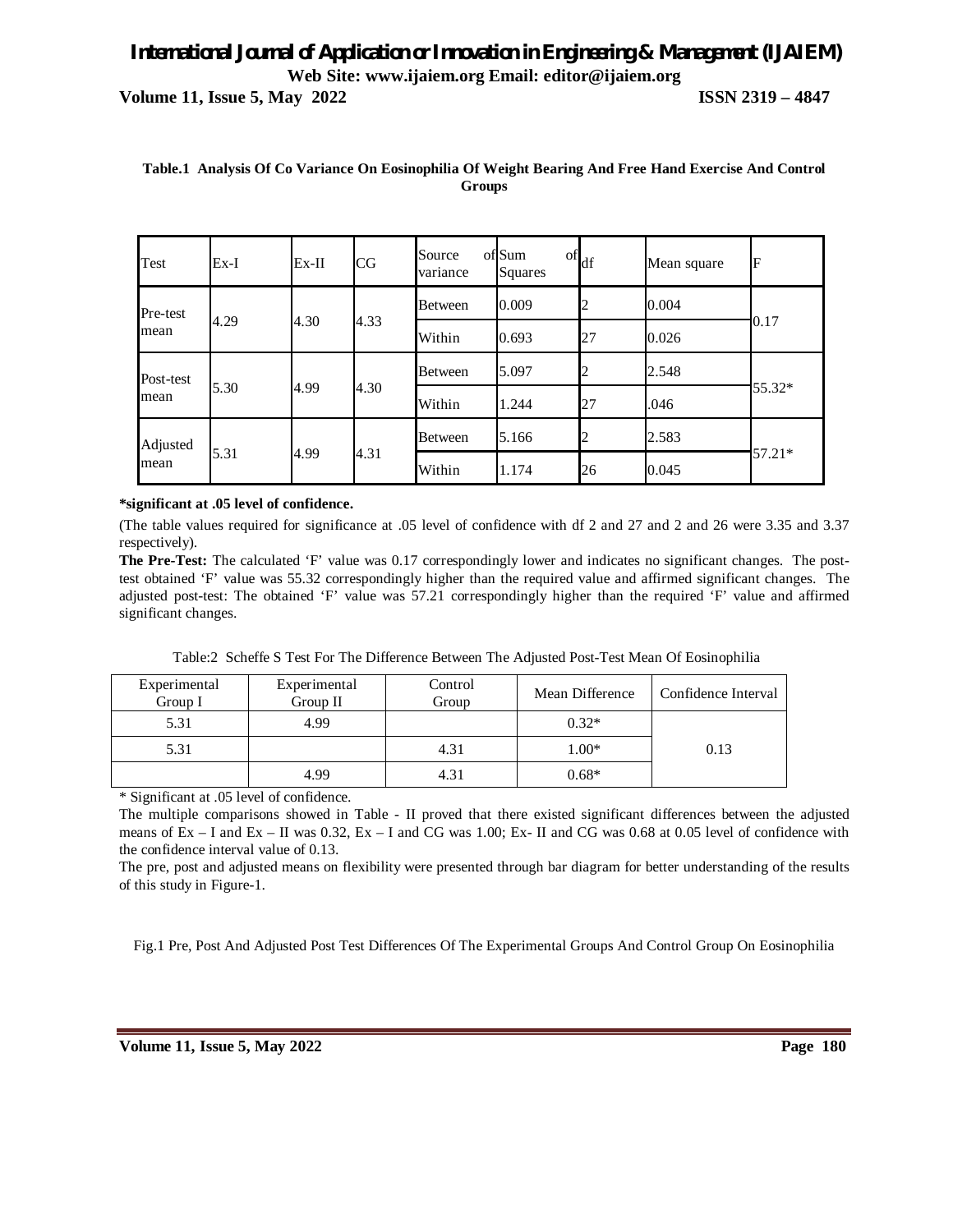**Table.1 Analysis Of Co Variance On Eosinophilia Of Weight Bearing And Free Hand Exercise And Control Groups**

| Test | Ex-I | Ex-II | CG | Source of variance | Sum of Squares | df | Mean square | F |
|---|---|---|---|---|---|---|---|---|
| Pre-test mean | 4.29 | 4.30 | 4.33 | Between | 0.009 | 2 | 0.004 | 0.17 |
| | | | | Within | 0.693 | 27 | 0.026 | |
| Post-test mean | 5.30 | 4.99 | 4.30 | Between | 5.097 | 2 | 2.548 | 55.32* |
| | | | | Within | 1.244 | 27 | .046 | |
| Adjusted mean | 5.31 | 4.99 | 4.31 | Between | 5.166 | 2 | 2.583 | 57.21* |
| | | | | Within | 1.174 | 26 | 0.045 | |

**\*significant at .05 level of confidence.**

(The table values required for significance at .05 level of confidence with df 2 and 27 and 2 and 26 were 3.35 and 3.37 respectively).

**The Pre-Test:** The calculated 'F' value was 0.17 correspondingly lower and indicates no significant changes. The post-test obtained 'F' value was 55.32 correspondingly higher than the required value and affirmed significant changes. The adjusted post-test: The obtained 'F' value was 57.21 correspondingly higher than the required 'F' value and affirmed significant changes.

Table:2 Scheffe S Test For The Difference Between The Adjusted Post-Test Mean Of Eosinophilia

| Experimental Group I | Experimental Group II | Control Group | Mean Difference | Confidence Interval |
|---|---|---|---|---|
| 5.31 | 4.99 | | 0.32* | 0.13 |
| 5.31 | | 4.31 | 1.00* | |
| | 4.99 | 4.31 | 0.68* | |

\* Significant at .05 level of confidence.

The multiple comparisons showed in Table - II proved that there existed significant differences between the adjusted means of Ex – I and Ex – II was 0.32, Ex – I and CG was 1.00; Ex- II and CG was 0.68 at 0.05 level of confidence with the confidence interval value of 0.13.

The pre, post and adjusted means on flexibility were presented through bar diagram for better understanding of the results of this study in Figure-1.

Fig.1 Pre, Post And Adjusted Post Test Differences Of The Experimental Groups And Control Group On Eosinophilia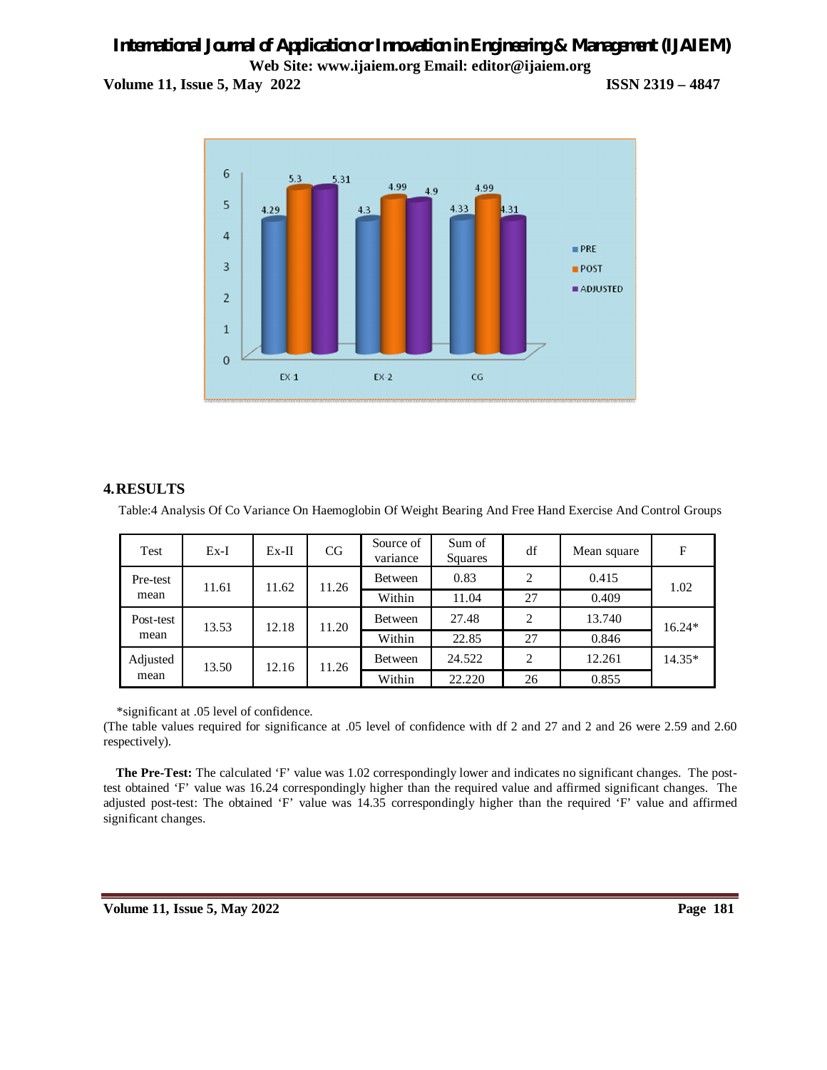## 4. RESULTS

Table:4 Analysis Of Co Variance On Haemoglobin Of Weight Bearing And Free Hand Exercise And Control Groups

| Test | Ex-I | Ex-II | CG | Source of variance | Sum of Squares | df | Mean square | F |
|---|---|---|---|---|---|---|---|---|
| Pre-test mean | 11.61 | 11.62 | 11.26 | Between | 0.83 | 2 | 0.415 | 1.02 |
| | | | | Within | 11.04 | 27 | 0.409 | |
| Post-test mean | 13.53 | 12.18 | 11.20 | Between | 27.48 | 2 | 13.740 | 16.24* |
| | | | | Within | 22.85 | 27 | 0.846 | |
| Adjusted mean | 13.50 | 12.16 | 11.26 | Between | 24.522 | 2 | 12.261 | 14.35* |
| | | | | Within | 22.220 | 26 | 0.855 | |

*significant at .05 level of confidence.

(The table values required for significance at .05 level of confidence with df 2 and 27 and 2 and 26 were 2.59 and 2.60 respectively).

**The Pre-Test:** The calculated 'F' value was 1.02 correspondingly lower and indicates no significant changes. The post-test obtained 'F' value was 16.24 correspondingly higher than the required value and affirmed significant changes. The adjusted post-test: The obtained 'F' value was 14.35 correspondingly higher than the required 'F' value and affirmed significant changes.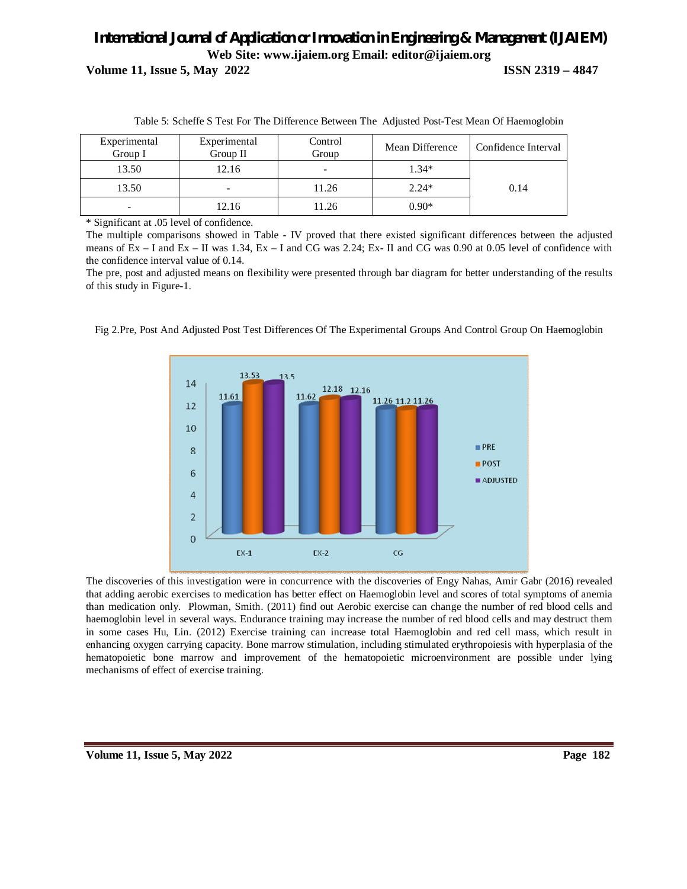Table 5: Scheffe S Test For The Difference Between The Adjusted Post-Test Mean Of Haemoglobin

| Experimental Group I | Experimental Group II | Control Group | Mean Difference | Confidence Interval |
|---|---|---|---|---|
| 13.50 | 12.16 | - | 1.34* | 0.14 |
| 13.50 | - | 11.26 | 2.24* | |
| - | 12.16 | 11.26 | 0.90* | |

* Significant at .05 level of confidence.

The multiple comparisons showed in Table - IV proved that there existed significant differences between the adjusted means of Ex – I and Ex – II was 1.34, Ex – I and CG was 2.24; Ex- II and CG was 0.90 at 0.05 level of confidence with the confidence interval value of 0.14.

The pre, post and adjusted means on flexibility were presented through bar diagram for better understanding of the results of this study in Figure-1.

Fig 2.Pre, Post And Adjusted Post Test Differences Of The Experimental Groups And Control Group On Haemoglobin

The discoveries of this investigation were in concurrence with the discoveries of Engy Nahas, Amir Gabr (2016) revealed that adding aerobic exercises to medication has better effect on Haemoglobin level and scores of total symptoms of anemia than medication only. Plowman, Smith. (2011) find out Aerobic exercise can change the number of red blood cells and haemoglobin level in several ways. Endurance training may increase the number of red blood cells and may destruct them in some cases Hu, Lin. (2012) Exercise training can increase total Haemoglobin and red cell mass, which result in enhancing oxygen carrying capacity. Bone marrow stimulation, including stimulated erythropoiesis with hyperplasia of the hematopoietic bone marrow and improvement of the hematopoietic microenvironment are possible under lying mechanisms of effect of exercise training.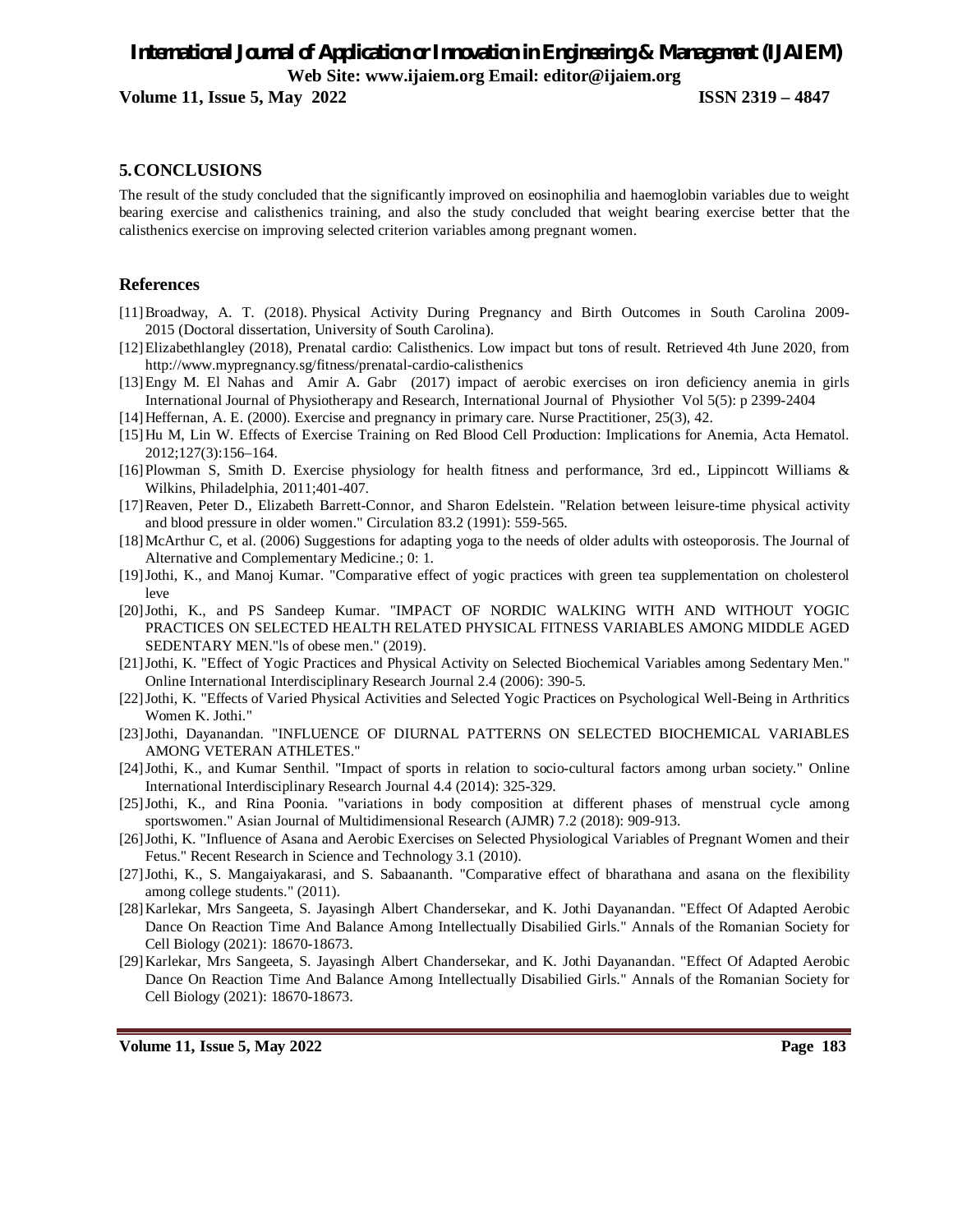## 5. CONCLUSIONS

The result of the study concluded that the significantly improved on eosinophilia and haemoglobin variables due to weight bearing exercise and calisthenics training, and also the study concluded that weight bearing exercise better that the calisthenics exercise on improving selected criterion variables among pregnant women.

## References

[11] Broadway, A. T. (2018). Physical Activity During Pregnancy and Birth Outcomes in South Carolina 2009-2015 (Doctoral dissertation, University of South Carolina).

[12] Elizabethlangley (2018), Prenatal cardio: Calisthenics. Low impact but tons of result. Retrieved 4th June 2020, from http://www.mypregnancy.sg/fitness/prenatal-cardio-calisthenics

[13] Engy M. El Nahas and Amir A. Gabr (2017) impact of aerobic exercises on iron deficiency anemia in girls International Journal of Physiotherapy and Research, International Journal of Physiother Vol 5(5): p 2399-2404

[14] Heffernan, A. E. (2000). Exercise and pregnancy in primary care. Nurse Practitioner, 25(3), 42.

[15] Hu M, Lin W. Effects of Exercise Training on Red Blood Cell Production: Implications for Anemia, Acta Hematol. 2012;127(3):156–164.

[16] Plowman S, Smith D. Exercise physiology for health fitness and performance, 3rd ed., Lippincott Williams & Wilkins, Philadelphia, 2011;401-407.

[17] Reaven, Peter D., Elizabeth Barrett-Connor, and Sharon Edelstein. "Relation between leisure-time physical activity and blood pressure in older women." Circulation 83.2 (1991): 559-565.

[18] McArthur C, et al. (2006) Suggestions for adapting yoga to the needs of older adults with osteoporosis. The Journal of Alternative and Complementary Medicine.; 0: 1.

[19] Jothi, K., and Manoj Kumar. "Comparative effect of yogic practices with green tea supplementation on cholesterol leve

[20] Jothi, K., and PS Sandeep Kumar. "IMPACT OF NORDIC WALKING WITH AND WITHOUT YOGIC PRACTICES ON SELECTED HEALTH RELATED PHYSICAL FITNESS VARIABLES AMONG MIDDLE AGED SEDENTARY MEN."ls of obese men." (2019).

[21] Jothi, K. "Effect of Yogic Practices and Physical Activity on Selected Biochemical Variables among Sedentary Men." Online International Interdisciplinary Research Journal 2.4 (2006): 390-5.

[22] Jothi, K. "Effects of Varied Physical Activities and Selected Yogic Practices on Psychological Well-Being in Arthritics Women K. Jothi."

[23] Jothi, Dayanandan. "INFLUENCE OF DIURNAL PATTERNS ON SELECTED BIOCHEMICAL VARIABLES AMONG VETERAN ATHLETES."

[24] Jothi, K., and Kumar Senthil. "Impact of sports in relation to socio-cultural factors among urban society." Online International Interdisciplinary Research Journal 4.4 (2014): 325-329.

[25] Jothi, K., and Rina Poonia. "variations in body composition at different phases of menstrual cycle among sportswomen." Asian Journal of Multidimensional Research (AJMR) 7.2 (2018): 909-913.

[26] Jothi, K. "Influence of Asana and Aerobic Exercises on Selected Physiological Variables of Pregnant Women and their Fetus." Recent Research in Science and Technology 3.1 (2010).

[27] Jothi, K., S. Mangaiyakarasi, and S. Sabaananth. "Comparative effect of bharathana and asana on the flexibility among college students." (2011).

[28] Karlekar, Mrs Sangeeta, S. Jayasingh Albert Chandersekar, and K. Jothi Dayanandan. "Effect Of Adapted Aerobic Dance On Reaction Time And Balance Among Intellectually Disabilied Girls." Annals of the Romanian Society for Cell Biology (2021): 18670-18673.

[29] Karlekar, Mrs Sangeeta, S. Jayasingh Albert Chandersekar, and K. Jothi Dayanandan. "Effect Of Adapted Aerobic Dance On Reaction Time And Balance Among Intellectually Disabilied Girls." Annals of the Romanian Society for Cell Biology (2021): 18670-18673.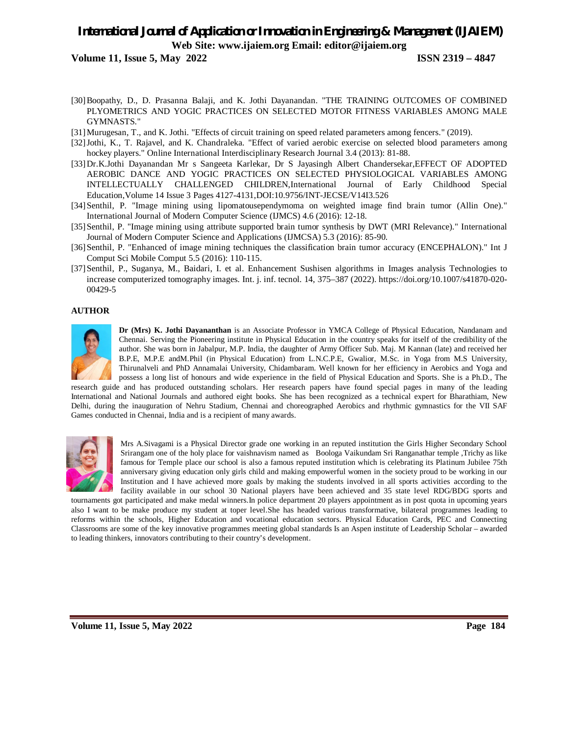[30] Boopathy, D., D. Prasanna Balaji, and K. Jothi Dayanandan. "THE TRAINING OUTCOMES OF COMBINED PLYOMETRICS AND YOGIC PRACTICES ON SELECTED MOTOR FITNESS VARIABLES AMONG MALE GYMNASTS."

[31] Murugesan, T., and K. Jothi. "Effects of circuit training on speed related parameters among fencers." (2019).

[32] Jothi, K., T. Rajavel, and K. Chandraleka. "Effect of varied aerobic exercise on selected blood parameters among hockey players." Online International Interdisciplinary Research Journal 3.4 (2013): 81-88.

[33] Dr.K.Jothi Dayanandan Mr s Sangeeta Karlekar, Dr S Jayasingh Albert Chandersekar,EFFECT OF ADOPTED AEROBIC DANCE AND YOGIC PRACTICES ON SELECTED PHYSIOLOGICAL VARIABLES AMONG INTELLECTUALLY CHALLENGED CHILDREN,International Journal of Early Childhood Special Education,Volume 14 Issue 3 Pages 4127-4131,DOI:10.9756/INT-JECSE/V14I3.526

[34] Senthil, P. "Image mining using lipomatousependymoma on weighted image find brain tumor (Allin One)." International Journal of Modern Computer Science (IJMCS) 4.6 (2016): 12-18.

[35] Senthil, P. "Image mining using attribute supported brain tumor synthesis by DWT (MRI Relevance)." International Journal of Modern Computer Science and Applications (IJMCSA) 5.3 (2016): 85-90.

[36] Senthil, P. "Enhanced of image mining techniques the classification brain tumor accuracy (ENCEPHALON)." Int J Comput Sci Mobile Comput 5.5 (2016): 110-115.

[37] Senthil, P., Suganya, M., Baidari, I. et al. Enhancement Sushisen algorithms in Images analysis Technologies to increase computerized tomography images. Int. j. inf. tecnol. 14, 375–387 (2022). https://doi.org/10.1007/s41870-020-00429-5

**AUTHOR**

**Dr (Mrs) K. Jothi Dayananthan** is an Associate Professor in YMCA College of Physical Education, Nandanam and Chennai. Serving the Pioneering institute in Physical Education in the country speaks for itself of the credibility of the author. She was born in Jabalpur, M.P. India, the daughter of Army Officer Sub. Maj. M Kannan (late) and received her B.P.E, M.P.E andM.Phil (in Physical Education) from L.N.C.P.E, Gwalior, M.Sc. in Yoga from M.S University, Thirunalveli and PhD Annamalai University, Chidambaram. Well known for her efficiency in Aerobics and Yoga and possess a long list of honours and wide experience in the field of Physical Education and Sports. She is a Ph.D., The research guide and has produced outstanding scholars. Her research papers have found special pages in many of the leading International and National Journals and authored eight books. She has been recognized as a technical expert for Bharathiam, New Delhi, during the inauguration of Nehru Stadium, Chennai and choreographed Aerobics and rhythmic gymnastics for the VII SAF Games conducted in Chennai, India and is a recipient of many awards.

Mrs A.Sivagami is a Physical Director grade one working in an reputed institution the Girls Higher Secondary School Srirangam one of the holy place for vaishnavism named as Boologa Vaikundam Sri Ranganathar temple ,Trichy as like famous for Temple place our school is also a famous reputed institution which is celebrating its Platinum Jubilee 75th anniversary giving education only girls child and making empowerful women in the society proud to be working in our Institution and I have achieved more goals by making the students involved in all sports activities according to the facility available in our school 30 National players have been achieved and 35 state level RDG/BDG sports and tournaments got participated and make medal winners.In police department 20 players appointment as in post quota in upcoming years also I want to be make produce my student at toper level.She has headed various transformative, bilateral programmes leading to reforms within the schools, Higher Education and vocational education sectors. Physical Education Cards, PEC and Connecting Classrooms are some of the key innovative programmes meeting global standards Is an Aspen institute of Leadership Scholar – awarded to leading thinkers, innovators contributing to their country's development.